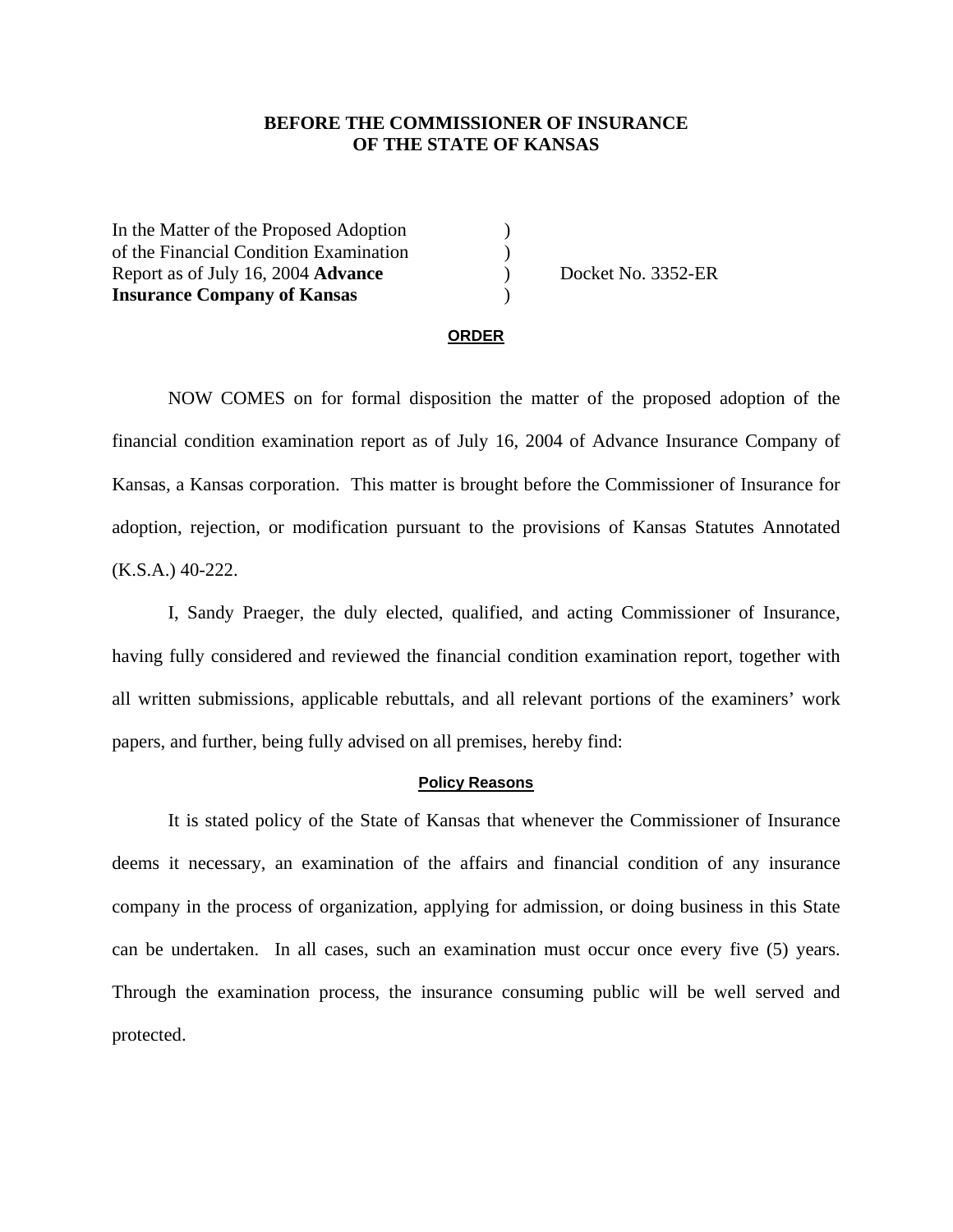**BEFORE THE COMMISSIONER OF INSURANCE**
**OF THE STATE OF KANSAS**

| | | |
|---|---|---|
| In the Matter of the Proposed Adoption of the Financial Condition Examination Report as of July 16, 2004 **Advance Insurance Company of Kansas** | ) ) ) ) | Docket No. 3352-ER |

## ORDER

NOW COMES on for formal disposition the matter of the proposed adoption of the financial condition examination report as of July 16, 2004 of Advance Insurance Company of Kansas, a Kansas corporation. This matter is brought before the Commissioner of Insurance for adoption, rejection, or modification pursuant to the provisions of Kansas Statutes Annotated (K.S.A.) 40-222.

I, Sandy Praeger, the duly elected, qualified, and acting Commissioner of Insurance, having fully considered and reviewed the financial condition examination report, together with all written submissions, applicable rebuttals, and all relevant portions of the examiners' work papers, and further, being fully advised on all premises, hereby find:

### Policy Reasons

It is stated policy of the State of Kansas that whenever the Commissioner of Insurance deems it necessary, an examination of the affairs and financial condition of any insurance company in the process of organization, applying for admission, or doing business in this State can be undertaken. In all cases, such an examination must occur once every five (5) years. Through the examination process, the insurance consuming public will be well served and protected.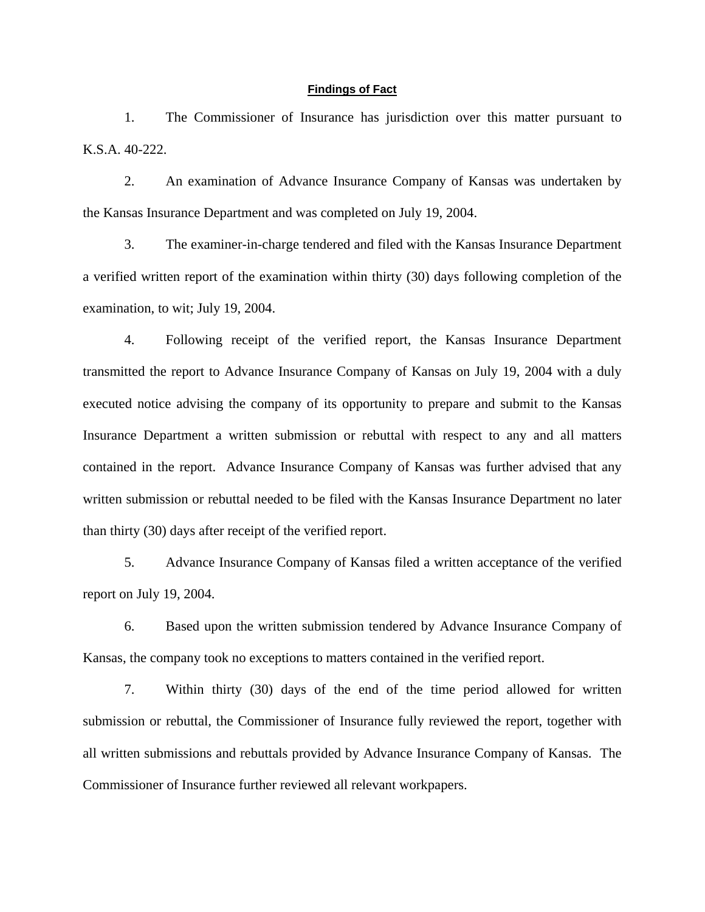## Findings of Fact

1. The Commissioner of Insurance has jurisdiction over this matter pursuant to K.S.A. 40-222.

2. An examination of Advance Insurance Company of Kansas was undertaken by the Kansas Insurance Department and was completed on July 19, 2004.

3. The examiner-in-charge tendered and filed with the Kansas Insurance Department a verified written report of the examination within thirty (30) days following completion of the examination, to wit; July 19, 2004.

4. Following receipt of the verified report, the Kansas Insurance Department transmitted the report to Advance Insurance Company of Kansas on July 19, 2004 with a duly executed notice advising the company of its opportunity to prepare and submit to the Kansas Insurance Department a written submission or rebuttal with respect to any and all matters contained in the report. Advance Insurance Company of Kansas was further advised that any written submission or rebuttal needed to be filed with the Kansas Insurance Department no later than thirty (30) days after receipt of the verified report.

5. Advance Insurance Company of Kansas filed a written acceptance of the verified report on July 19, 2004.

6. Based upon the written submission tendered by Advance Insurance Company of Kansas, the company took no exceptions to matters contained in the verified report.

7. Within thirty (30) days of the end of the time period allowed for written submission or rebuttal, the Commissioner of Insurance fully reviewed the report, together with all written submissions and rebuttals provided by Advance Insurance Company of Kansas. The Commissioner of Insurance further reviewed all relevant workpapers.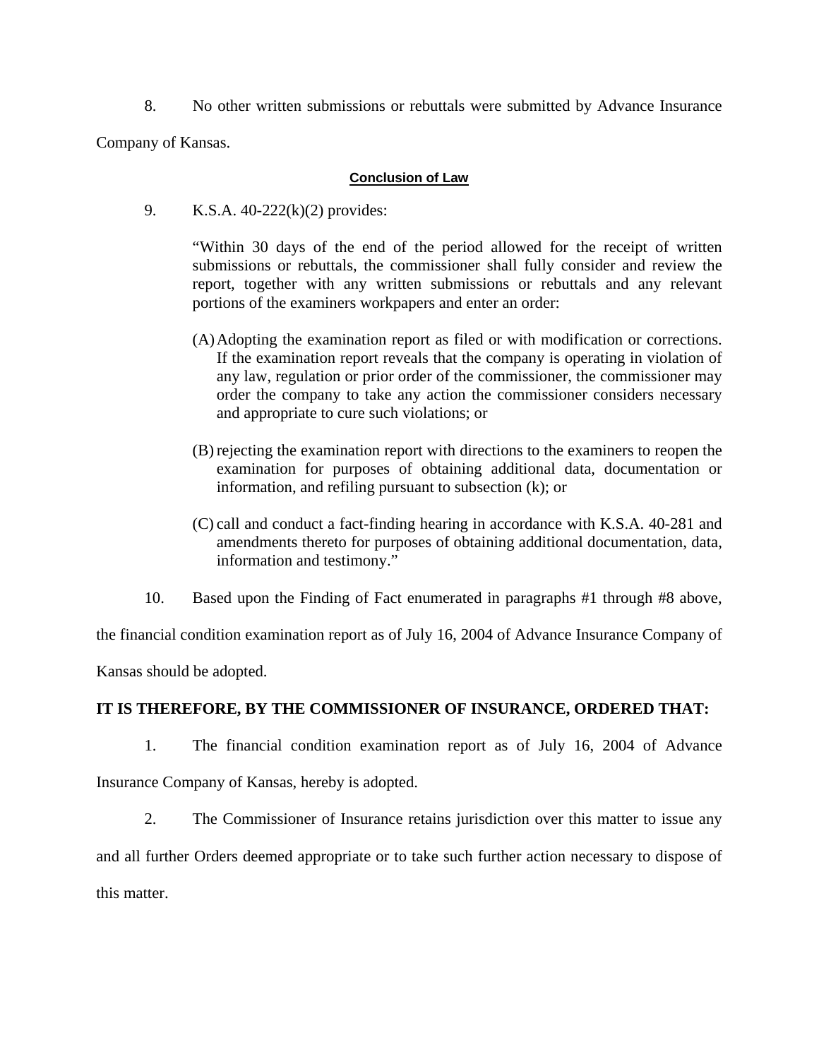8. No other written submissions or rebuttals were submitted by Advance Insurance Company of Kansas.

## Conclusion of Law

9. K.S.A. 40-222(k)(2) provides:

> "Within 30 days of the end of the period allowed for the receipt of written submissions or rebuttals, the commissioner shall fully consider and review the report, together with any written submissions or rebuttals and any relevant portions of the examiners workpapers and enter an order:
>
> (A) Adopting the examination report as filed or with modification or corrections. If the examination report reveals that the company is operating in violation of any law, regulation or prior order of the commissioner, the commissioner may order the company to take any action the commissioner considers necessary and appropriate to cure such violations; or
>
> (B) rejecting the examination report with directions to the examiners to reopen the examination for purposes of obtaining additional data, documentation or information, and refiling pursuant to subsection (k); or
>
> (C) call and conduct a fact-finding hearing in accordance with K.S.A. 40-281 and amendments thereto for purposes of obtaining additional documentation, data, information and testimony."

10. Based upon the Finding of Fact enumerated in paragraphs #1 through #8 above, the financial condition examination report as of July 16, 2004 of Advance Insurance Company of Kansas should be adopted.

**IT IS THEREFORE, BY THE COMMISSIONER OF INSURANCE, ORDERED THAT:**

1. The financial condition examination report as of July 16, 2004 of Advance Insurance Company of Kansas, hereby is adopted.

2. The Commissioner of Insurance retains jurisdiction over this matter to issue any and all further Orders deemed appropriate or to take such further action necessary to dispose of this matter.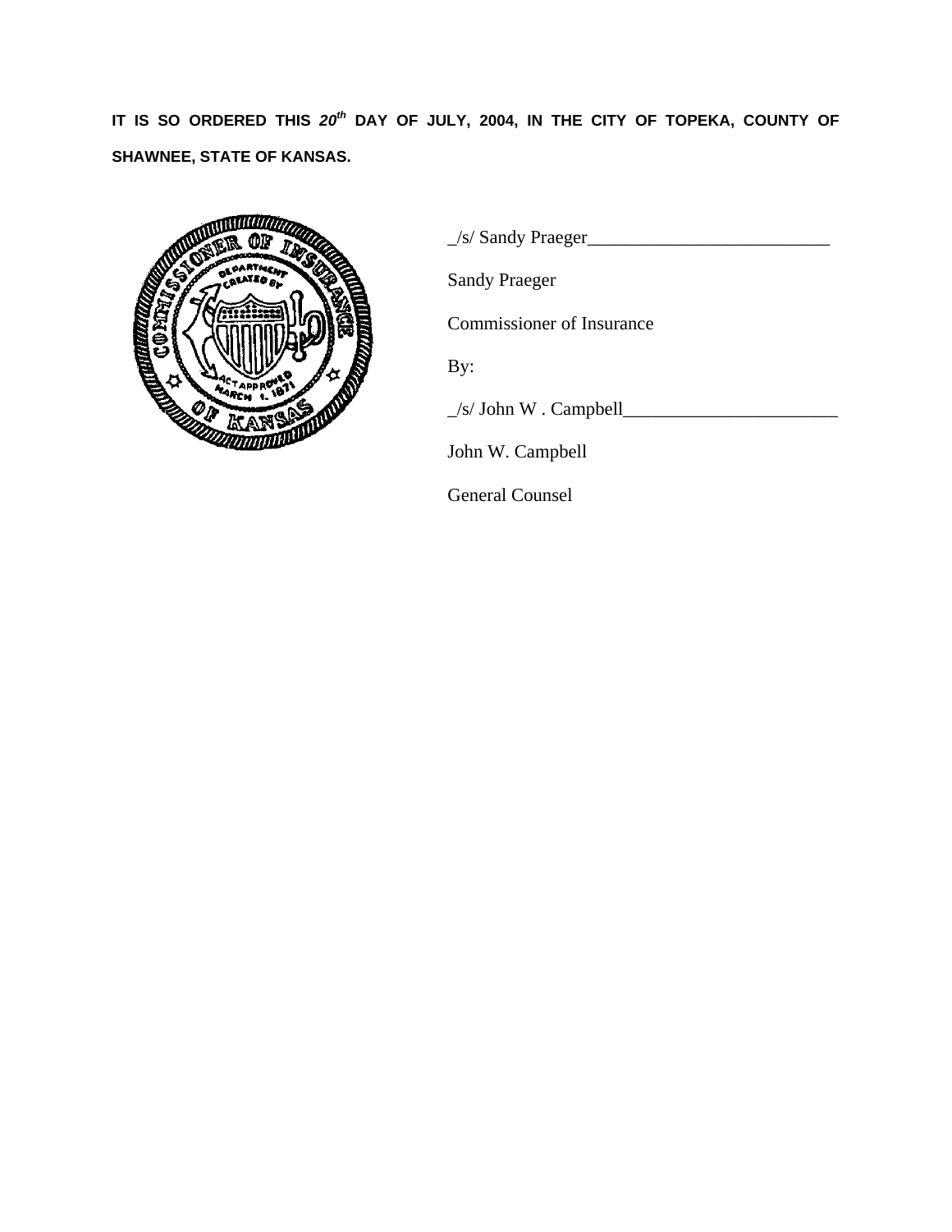**IT IS SO ORDERED THIS *20th* DAY OF JULY, 2004, IN THE CITY OF TOPEKA, COUNTY OF SHAWNEE, STATE OF KANSAS.**

_/s/ Sandy Praeger___________________________

Sandy Praeger

Commissioner of Insurance

By:

_/s/ John W . Campbell________________________

John W. Campbell

General Counsel